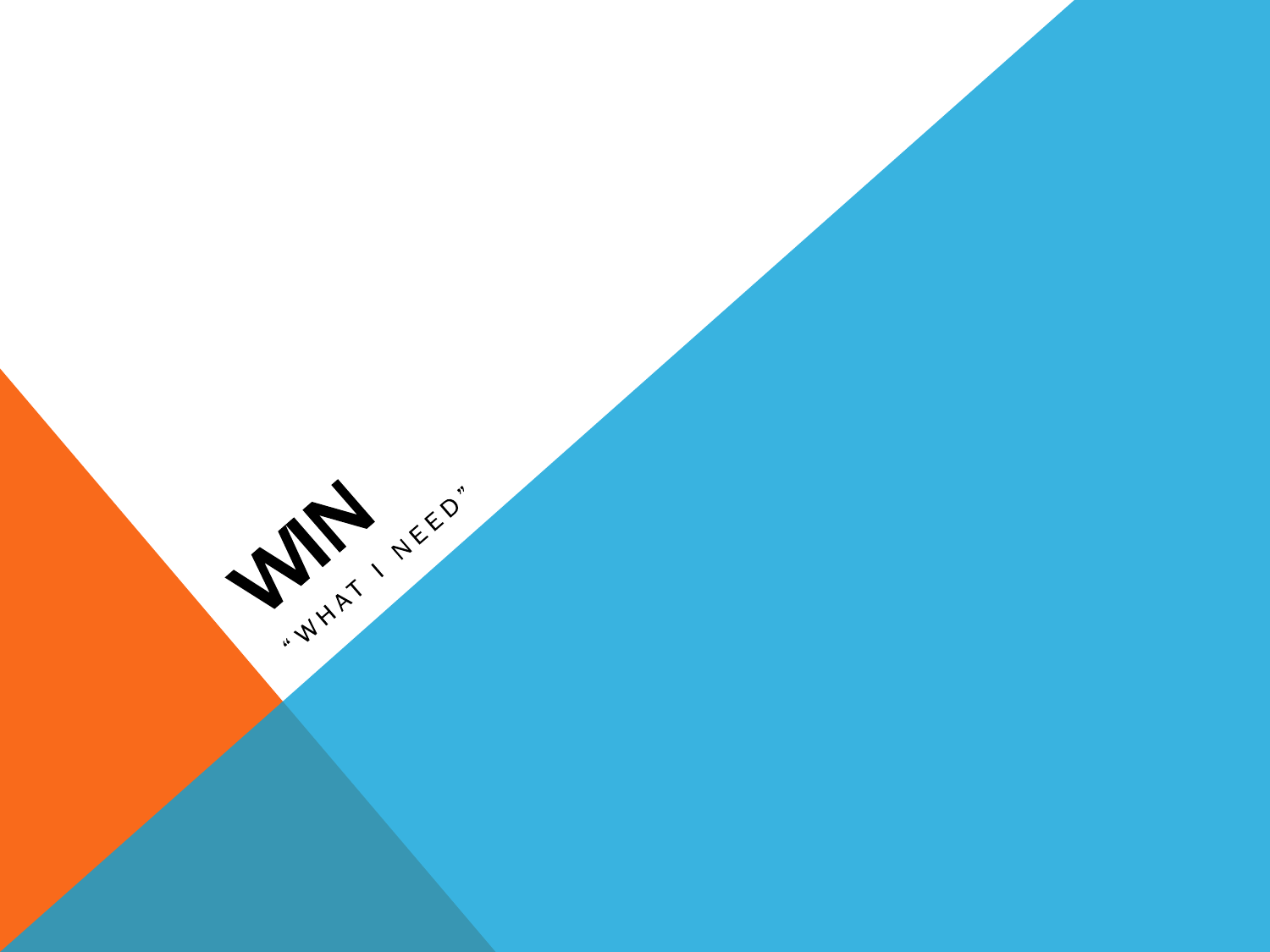# WIN

"WHAT I NEED"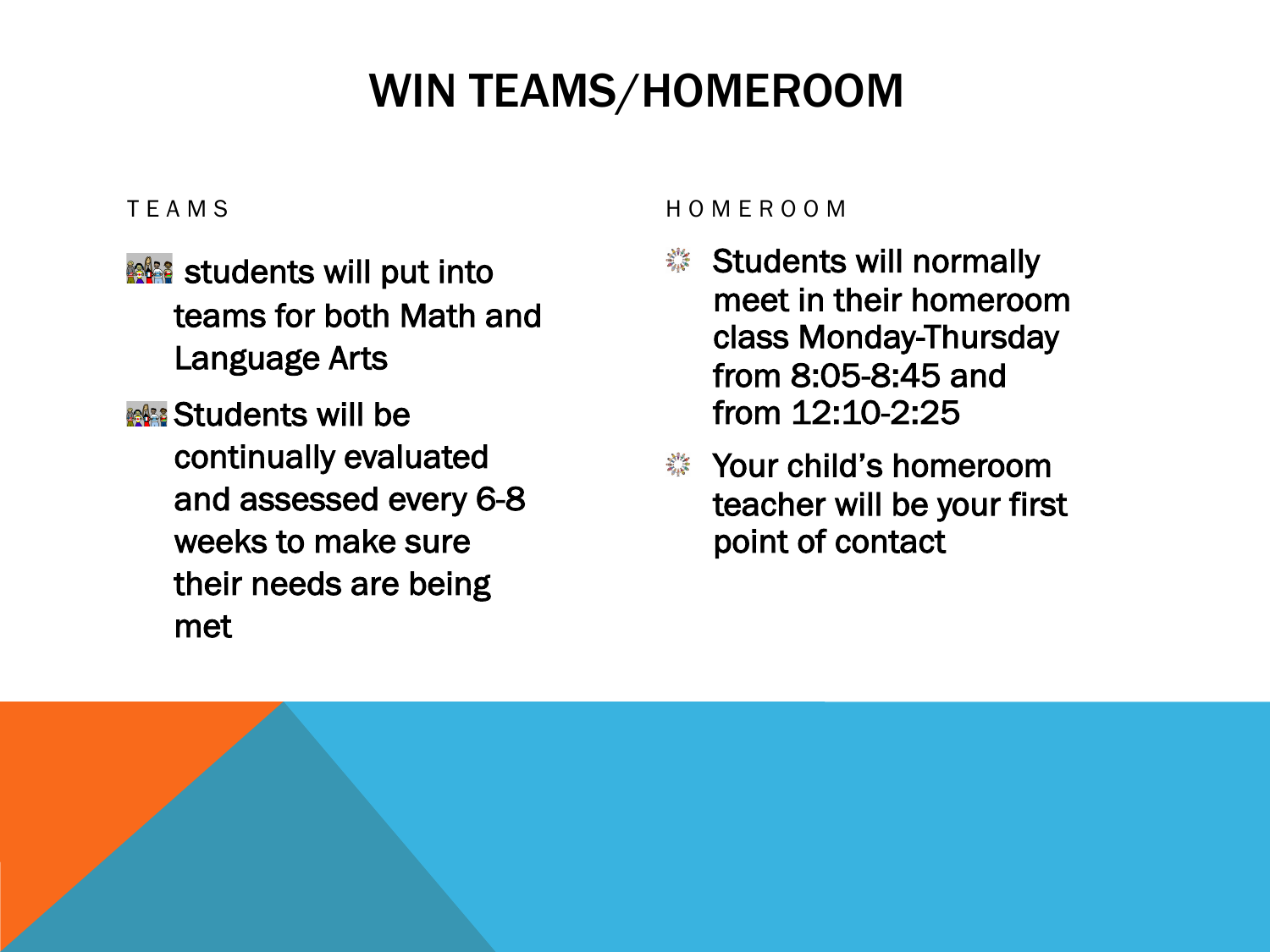# WIN TEAMS/HOMEROOM

## TEAMS

- students will put into teams for both Math and Language Arts
- Students will be continually evaluated and assessed every 6-8 weeks to make sure their needs are being met

## HOMEROOM

- Students will normally meet in their homeroom class Monday-Thursday from 8:05-8:45 and from 12:10-2:25
- Your child's homeroom teacher will be your first point of contact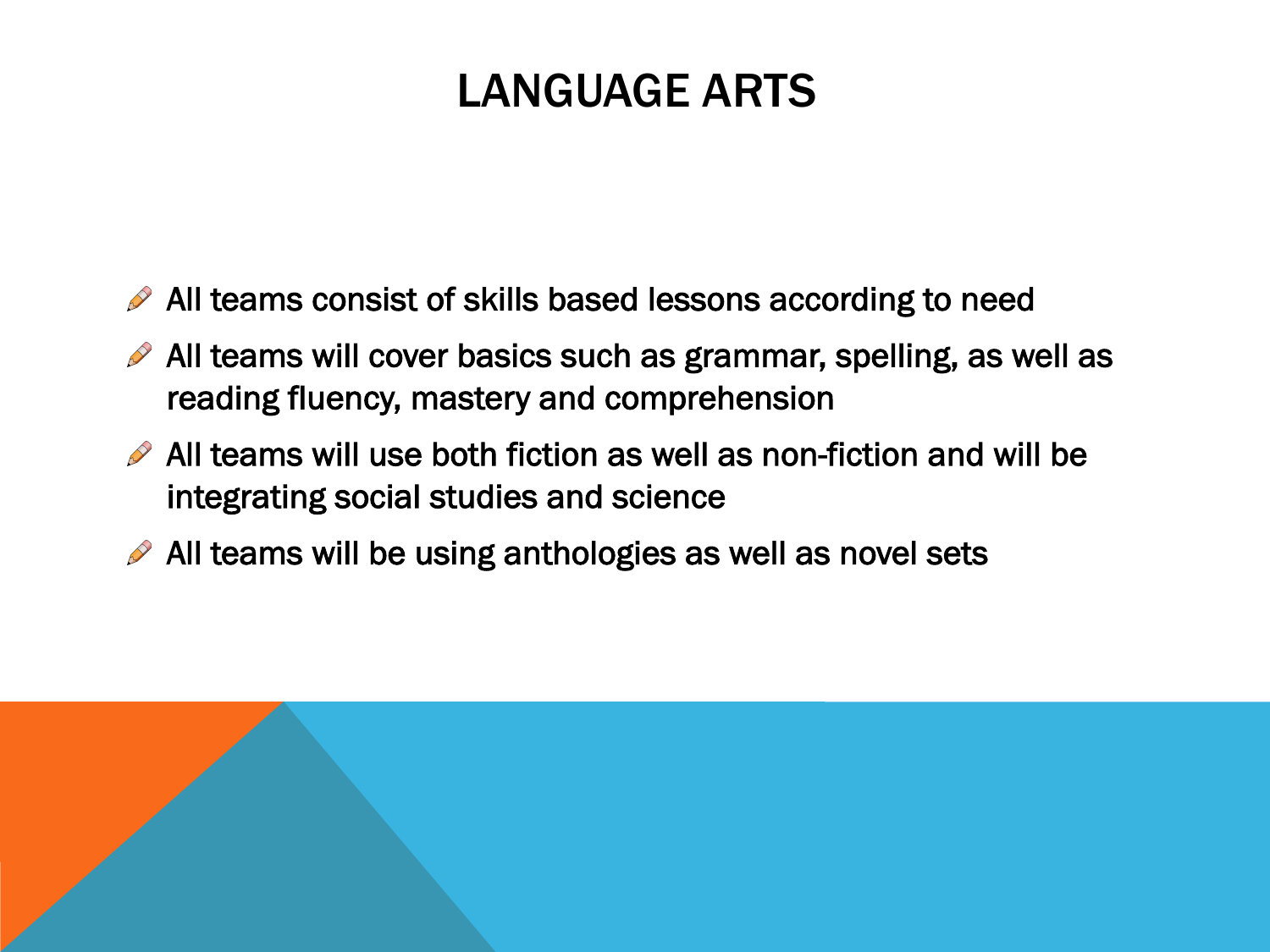# LANGUAGE ARTS

- All teams consist of skills based lessons according to need
- All teams will cover basics such as grammar, spelling, as well as reading fluency, mastery and comprehension
- All teams will use both fiction as well as non-fiction and will be integrating social studies and science
- All teams will be using anthologies as well as novel sets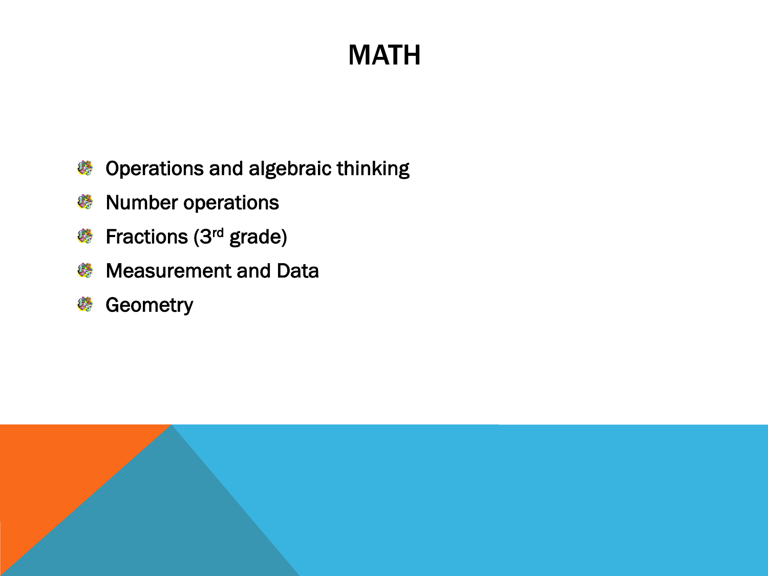# MATH

- Operations and algebraic thinking
- Number operations
- Fractions (3rd grade)
- Measurement and Data
- Geometry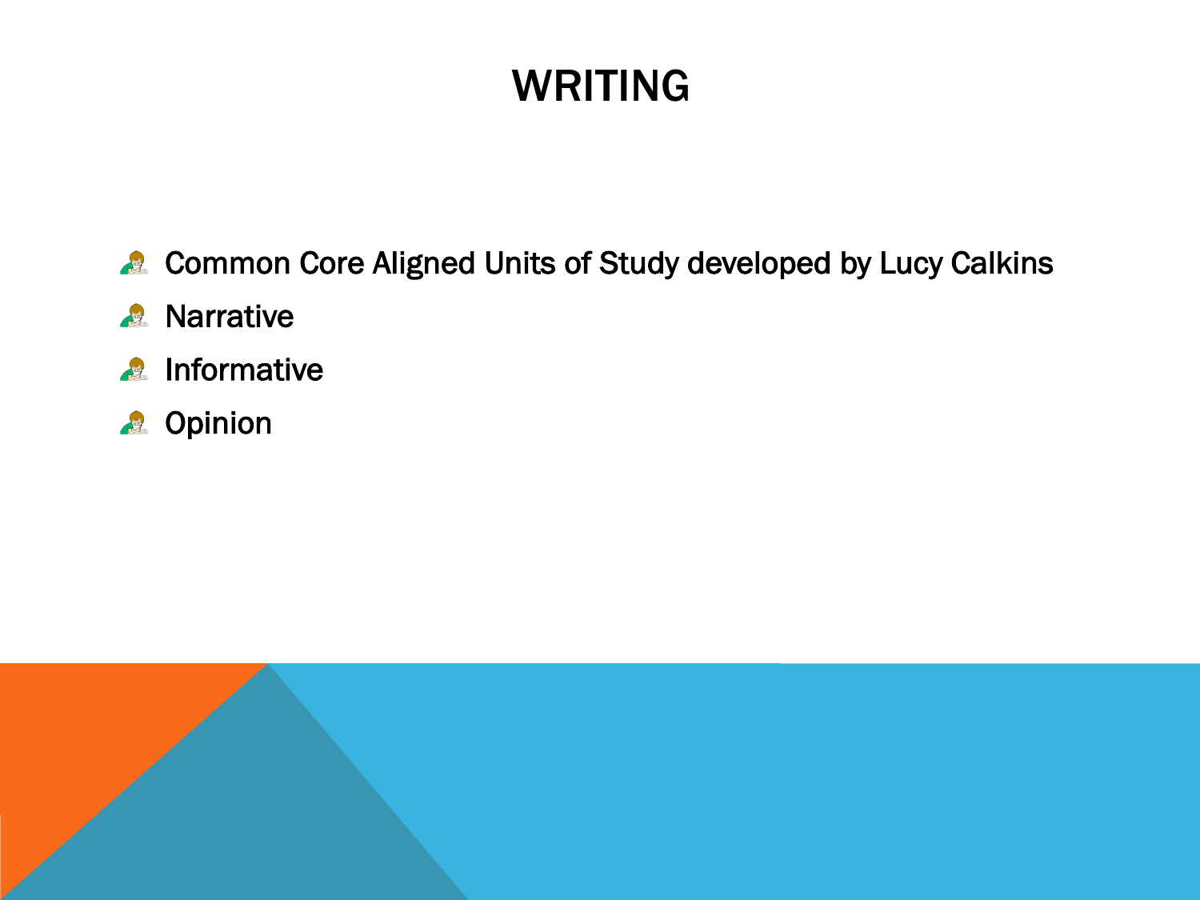# WRITING

- Common Core Aligned Units of Study developed by Lucy Calkins
- Narrative
- Informative
- Opinion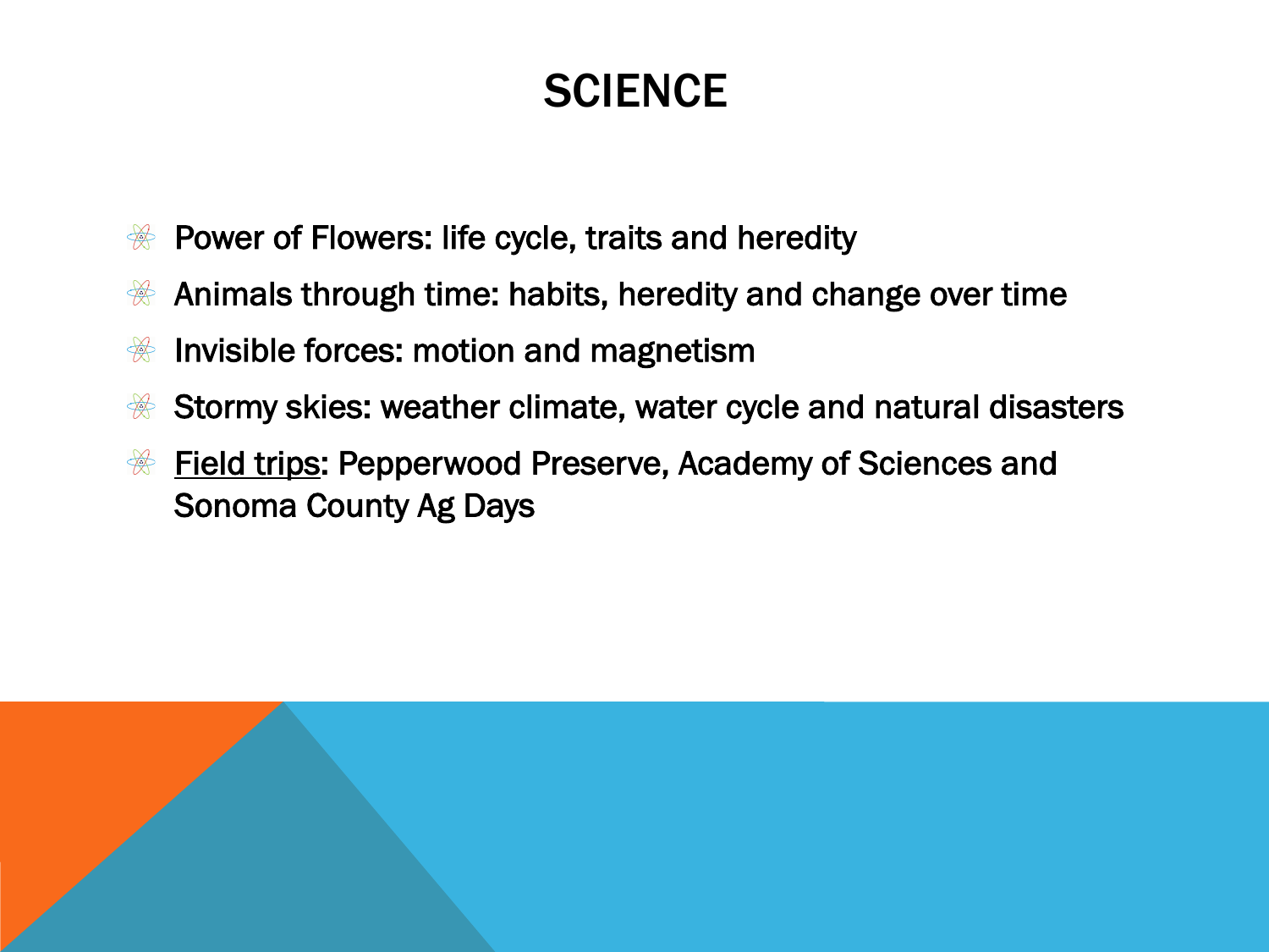# SCIENCE

- Power of Flowers: life cycle, traits and heredity
- Animals through time: habits, heredity and change over time
- Invisible forces: motion and magnetism
- Stormy skies: weather climate, water cycle and natural disasters
- <u>Field trips</u>: Pepperwood Preserve, Academy of Sciences and Sonoma County Ag Days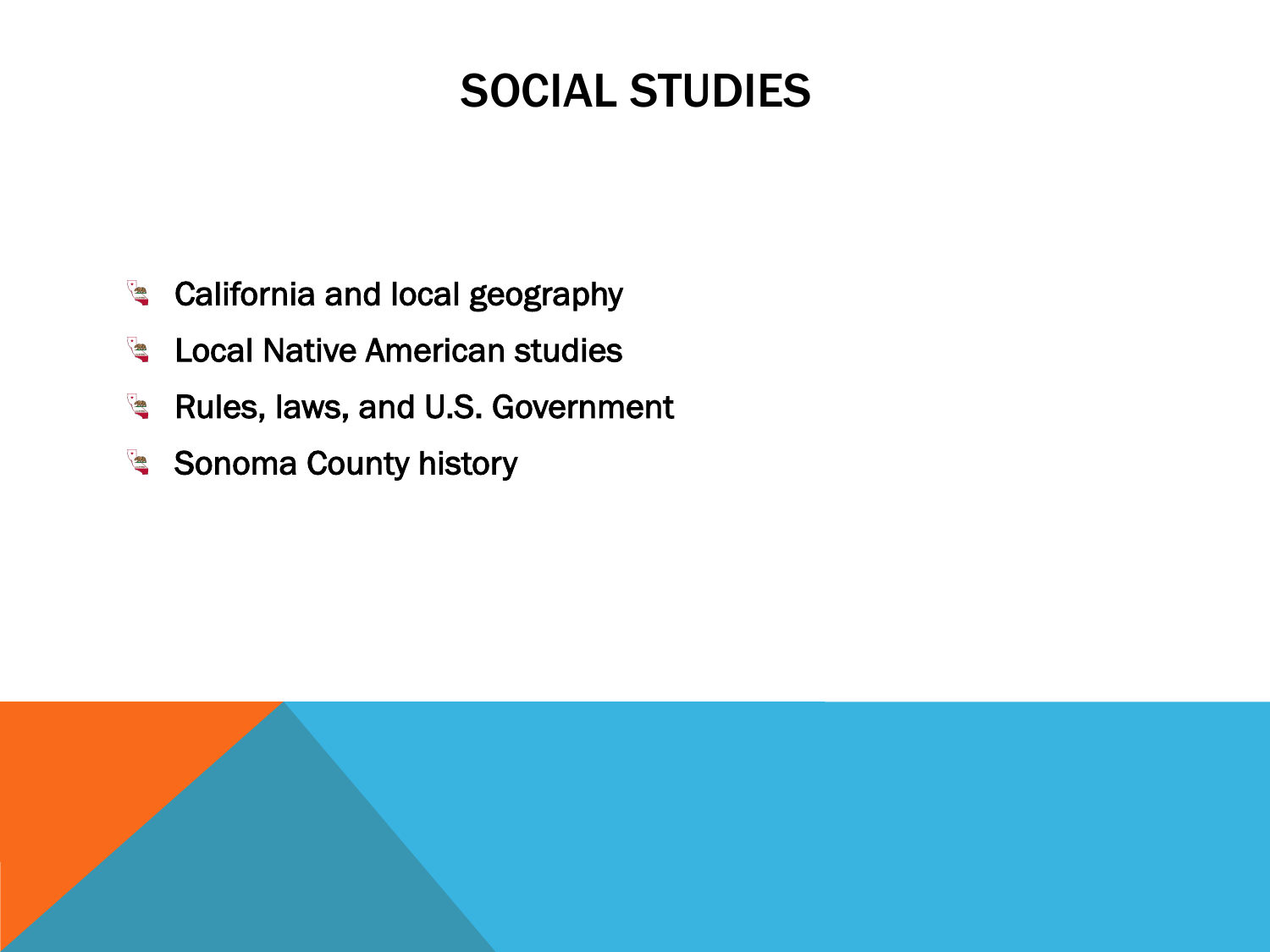# SOCIAL STUDIES

- California and local geography
- Local Native American studies
- Rules, laws, and U.S. Government
- Sonoma County history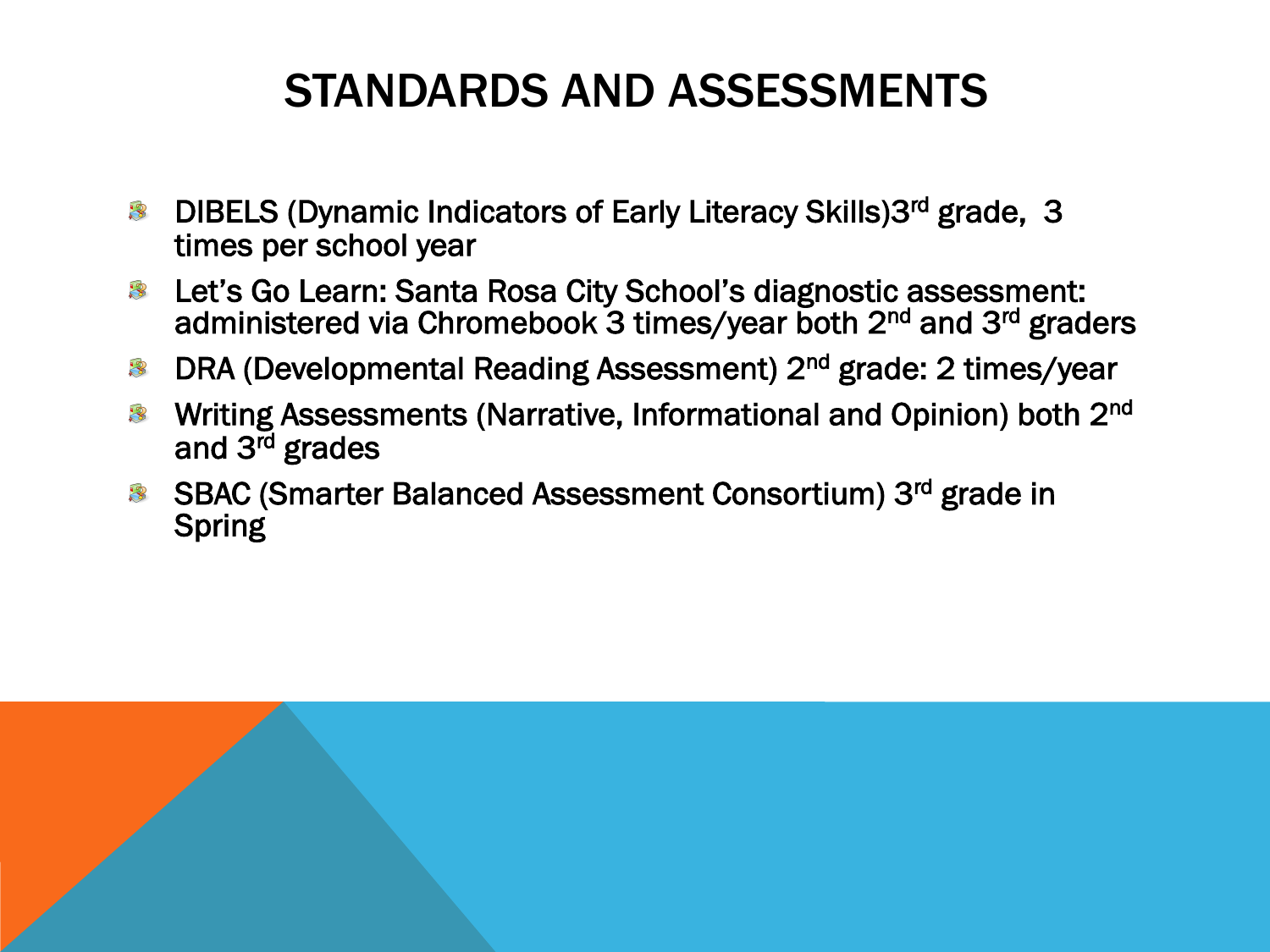# STANDARDS AND ASSESSMENTS

- DIBELS (Dynamic Indicators of Early Literacy Skills)3rd grade,  3 times per school year
- Let's Go Learn: Santa Rosa City School's diagnostic assessment: administered via Chromebook 3 times/year both 2nd and 3rd graders
- DRA (Developmental Reading Assessment) 2nd grade: 2 times/year
- Writing Assessments (Narrative, Informational and Opinion) both 2nd and 3rd grades
- SBAC (Smarter Balanced Assessment Consortium) 3rd grade in Spring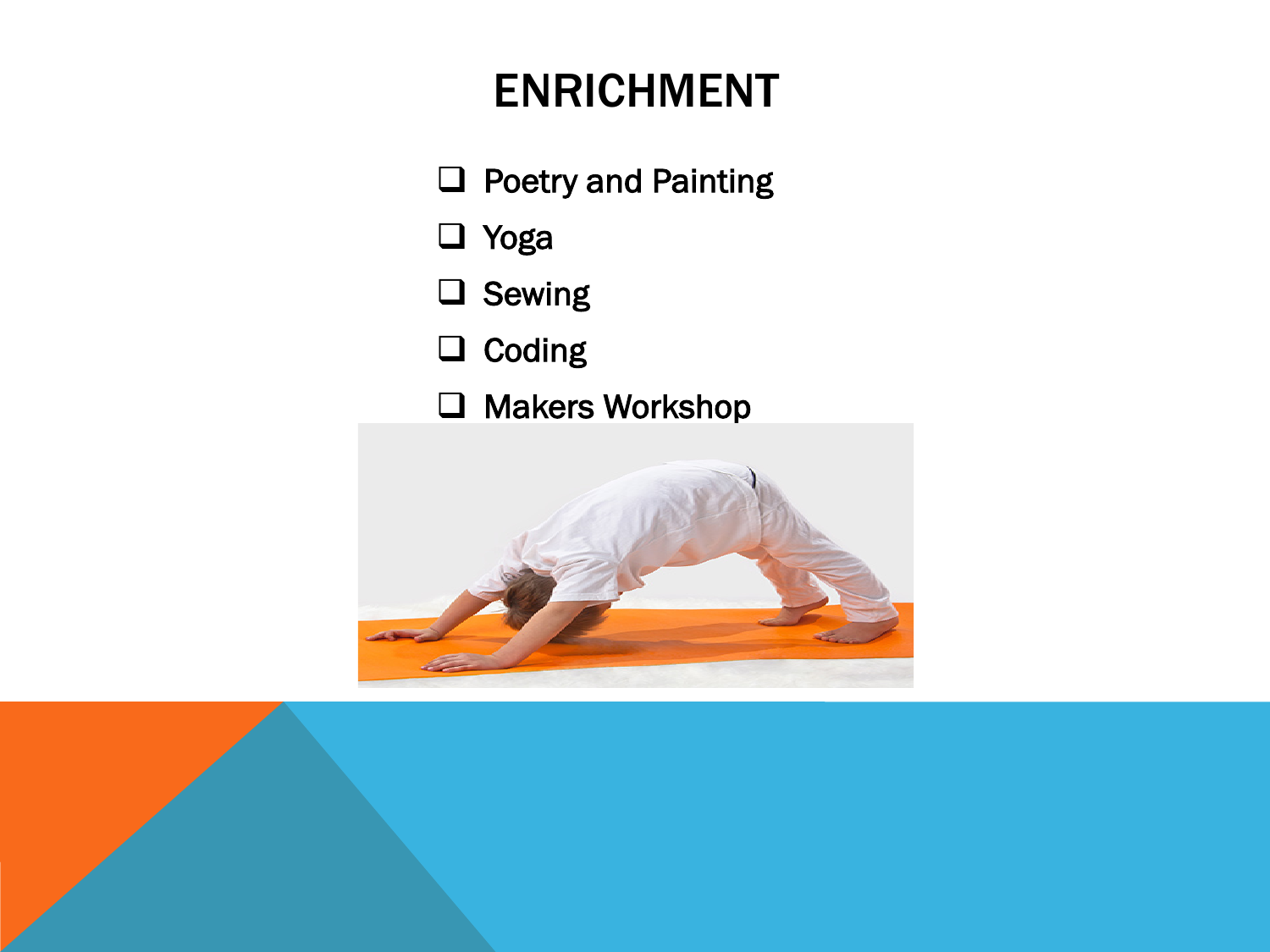# ENRICHMENT

- Poetry and Painting
- Yoga
- Sewing
- Coding
- Makers Workshop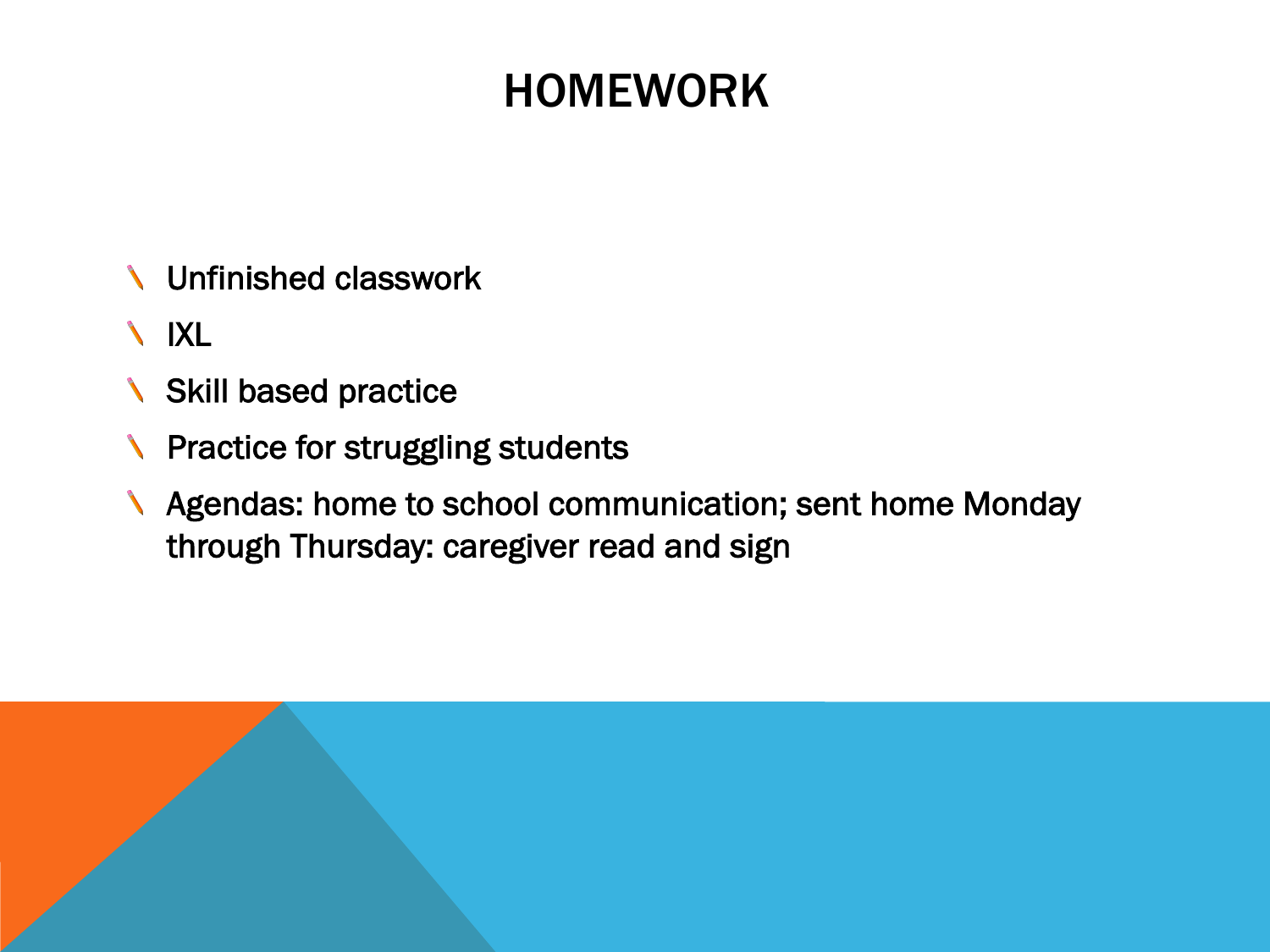# HOMEWORK

- Unfinished classwork
- IXL
- Skill based practice
- Practice for struggling students
- Agendas: home to school communication; sent home Monday through Thursday: caregiver read and sign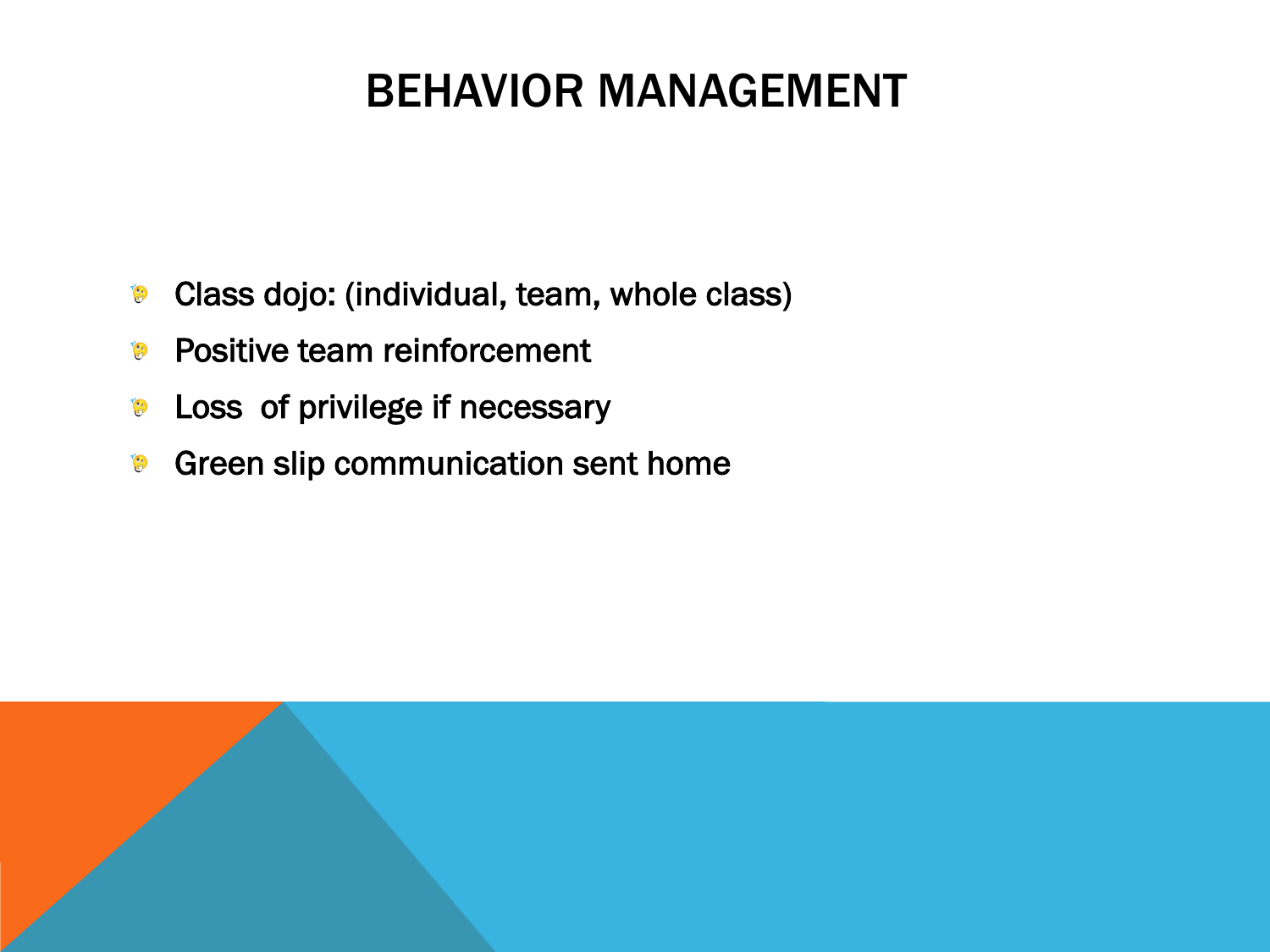# BEHAVIOR MANAGEMENT

- Class dojo: (individual, team, whole class)
- Positive team reinforcement
- Loss  of privilege if necessary
- Green slip communication sent home